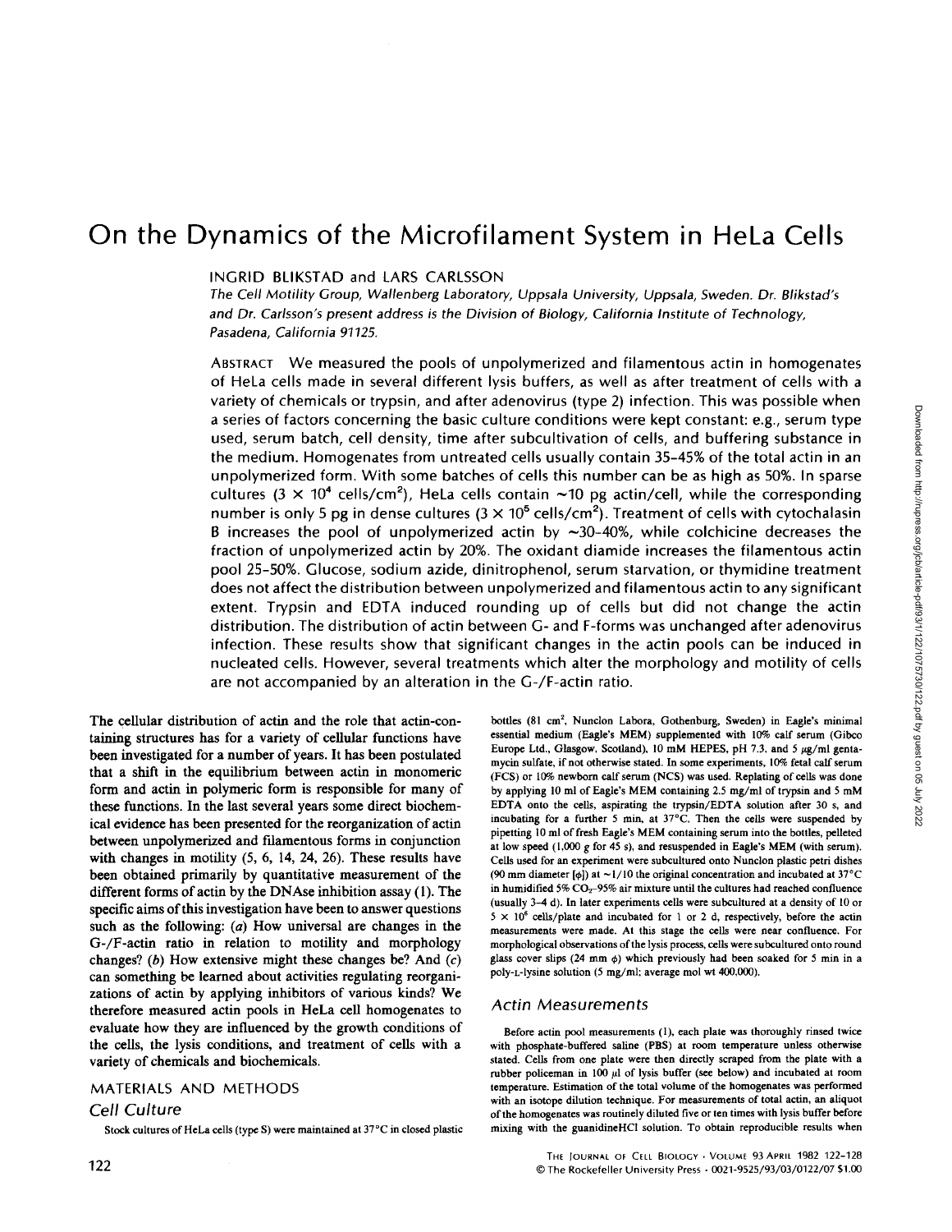# On the Dynamics of the Microfilament System in HeLa Cells

INGRID BLIKSTAD and LARS CARLSSON

*The Cell Motility Group, Wallenberg Laboratory, Uppsala University, Uppsala, Sweden. Dr. Blikstad's and Dr. Carlsson's present address is the Division of Biology, California Institute of Technology, Pasadena, California 91125.*

ABSTRACT We measured the pools of unpolymerized and filamentous actin in homogenates of HeLa cells made in several different lysis buffers, as well as after treatment of cells with a variety of chemicals or trypsin, and after adenovirus (type 2) infection. This was possible when a series of factors concerning the basic culture conditions were kept constant: e.g., serum type used, serum batch, cell density, time after subcultivation of cells, and buffering substance in the medium. Homogenates from untreated cells usually contain 35–45% of the total actin in an unpolymerized form. With some batches of cells this number can be as high as 50%. In sparse cultures ($3 \times 10^4$ cells/cm$^2$), HeLa cells contain ~10 pg actin/cell, while the corresponding number is only 5 pg in dense cultures ($3 \times 10^5$ cells/cm$^2$). Treatment of cells with cytochalasin B increases the pool of unpolymerized actin by ~30–40%, while colchicine decreases the fraction of unpolymerized actin by 20%. The oxidant diamide increases the filamentous actin pool 25–50%. Glucose, sodium azide, dinitrophenol, serum starvation, or thymidine treatment does not affect the distribution between unpolymerized and filamentous actin to any significant extent. Trypsin and EDTA induced rounding up of cells but did not change the actin distribution. The distribution of actin between G- and F-forms was unchanged after adenovirus infection. These results show that significant changes in the actin pools can be induced in nucleated cells. However, several treatments which alter the morphology and motility of cells are not accompanied by an alteration in the G-/F-actin ratio.

The cellular distribution of actin and the role that actin-containing structures has for a variety of cellular functions have been investigated for a number of years. It has been postulated that a shift in the equilibrium between actin in monomeric form and actin in polymeric form is responsible for many of these functions. In the last several years some direct biochemical evidence has been presented for the reorganization of actin between unpolymerized and filamentous forms in conjunction with changes in motility (5, 6, 14, 24, 26). These results have been obtained primarily by quantitative measurement of the different forms of actin by the DNAse inhibition assay (1). The specific aims of this investigation have been to answer questions such as the following: (*a*) How universal are changes in the G-/F-actin ratio in relation to motility and morphology changes? (*b*) How extensive might these changes be? And (*c*) can something be learned about activities regulating reorganizations of actin by applying inhibitors of various kinds? We therefore measured actin pools in HeLa cell homogenates to evaluate how they are influenced by the growth conditions of the cells, the lysis conditions, and treatment of cells with a variety of chemicals and biochemicals.

## MATERIALS AND METHODS

### Cell Culture

Stock cultures of HeLa cells (type S) were maintained at 37°C in closed plastic bottles (81 cm$^2$, Nunclon Labora, Gothenburg, Sweden) in Eagle's minimal essential medium (Eagle's MEM) supplemented with 10% calf serum (Gibco Europe Ltd., Glasgow, Scotland), 10 mM HEPES, pH 7.3, and 5 μg/ml gentamycin sulfate, if not otherwise stated. In some experiments, 10% fetal calf serum (FCS) or 10% newborn calf serum (NCS) was used. Replating of cells was done by applying 10 ml of Eagle's MEM containing 2.5 mg/ml of trypsin and 5 mM EDTA onto the cells, aspirating the trypsin/EDTA solution after 30 s, and incubating for a further 5 min, at 37°C. Then the cells were suspended by pipetting 10 ml of fresh Eagle's MEM containing serum into the bottles, pelleted at low speed (1,000 *g* for 45 s), and resuspended in Eagle's MEM (with serum). Cells used for an experiment were subcultured onto Nunclon plastic petri dishes (90 mm diameter [ϕ]) at ~1/10 the original concentration and incubated at 37°C in humidified 5% $CO_2$–95% air mixture until the cultures had reached confluence (usually 3–4 d). In later experiments cells were subcultured at a density of 10 or $5 \times 10^6$ cells/plate and incubated for 1 or 2 d, respectively, before the actin measurements were made. At this stage the cells were near confluence. For morphological observations of the lysis process, cells were subcultured onto round glass cover slips (24 mm ϕ) which previously had been soaked for 5 min in a poly-L-lysine solution (5 mg/ml; average mol wt 400,000).

### Actin Measurements

Before actin pool measurements (1), each plate was thoroughly rinsed twice with phosphate-buffered saline (PBS) at room temperature unless otherwise stated. Cells from one plate were then directly scraped from the plate with a rubber policeman in 100 μl of lysis buffer (see below) and incubated at room temperature. Estimation of the total volume of the homogenates was performed with an isotope dilution technique. For measurements of total actin, an aliquot of the homogenates was routinely diluted five or ten times with lysis buffer before mixing with the guanidineHCl solution. To obtain reproducible results when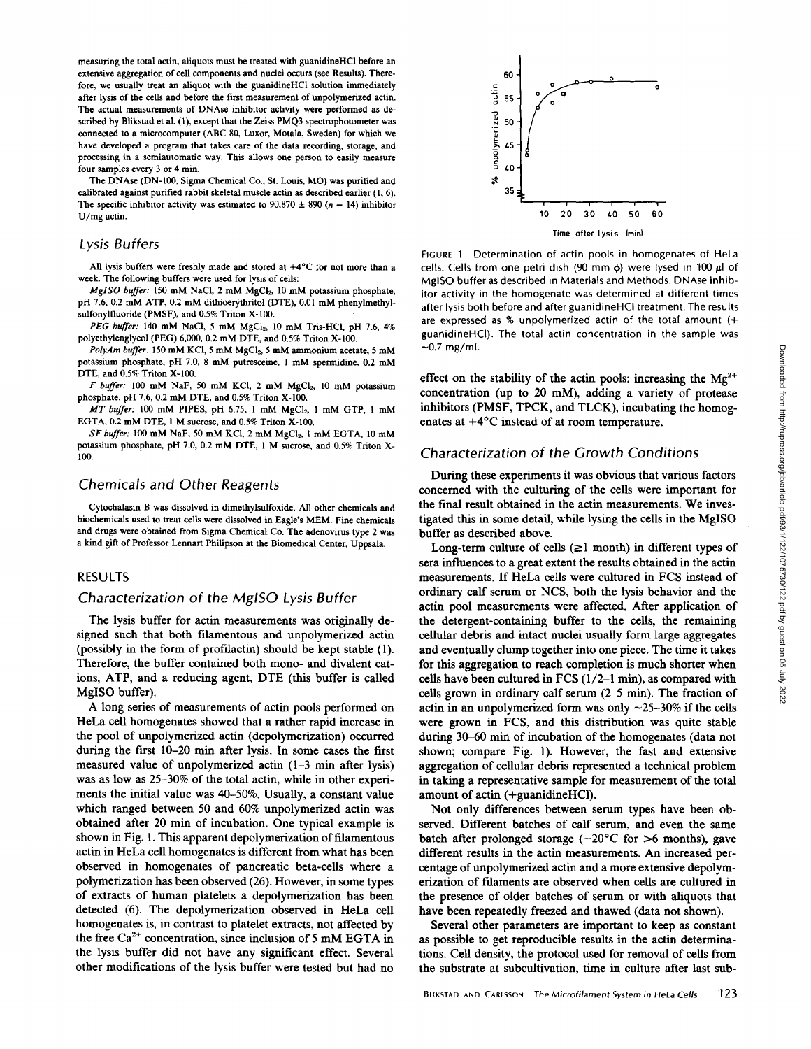measuring the total actin, aliquots must be treated with guanidineHCl before an extensive aggregation of cell components and nuclei occurs (see Results). Therefore, we usually treat an aliquot with the guanidineHCl solution immediately after lysis of the cells and before the first measurement of unpolymerized actin. The actual measurements of DNAse inhibitor activity were performed as described by Blikstad et al. (1), except that the Zeiss PMQ3 spectrophotometer was connected to a microcomputer (ABC 80, Luxor, Motala, Sweden) for which we have developed a program that takes care of the data recording, storage, and processing in a semiautomatic way. This allows one person to easily measure four samples every 3 or 4 min.

The DNAse (DN-100, Sigma Chemical Co., St. Louis, MO) was purified and calibrated against purified rabbit skeletal muscle actin as described earlier (1, 6). The specific inhibitor activity was estimated to 90,870 ± 890 ($n = 14$) inhibitor U/mg actin.

### Lysis Buffers

All lysis buffers were freshly made and stored at +4°C for not more than a week. The following buffers were used for lysis of cells:

*MgISO buffer:* 150 mM NaCl, 2 mM $MgCl_2$, 10 mM potassium phosphate, pH 7.6, 0.2 mM ATP, 0.2 mM dithioerythritol (DTE), 0.01 mM phenylmethylsulfonylfluoride (PMSF), and 0.5% Triton X-100.

*PEG buffer:* 140 mM NaCl, 5 mM $MgCl_2$, 10 mM Tris-HCl, pH 7.6, 4% polyethylenglycol (PEG) 6,000, 0.2 mM DTE, and 0.5% Triton X-100.

*PolyAm buffer:* 150 mM KCl, 5 mM $MgCl_2$, 5 mM ammonium acetate, 5 mM potassium phosphate, pH 7.0, 8 mM putresceine, 1 mM spermidine, 0.2 mM DTE, and 0.5% Triton X-100.

*F buffer:* 100 mM NaF, 50 mM KCl, 2 mM $MgCl_2$, 10 mM potassium phosphate, pH 7.6, 0.2 mM DTE, and 0.5% Triton X-100.

*MT buffer:* 100 mM PIPES, pH 6.75, 1 mM $MgCl_2$, 1 mM GTP, 1 mM EGTA, 0.2 mM DTE, 1 M sucrose, and 0.5% Triton X-100.

*SF buffer:* 100 mM NaF, 50 mM KCl, 2 mM $MgCl_2$, 1 mM EGTA, 10 mM potassium phosphate, pH 7.0, 0.2 mM DTE, 1 M sucrose, and 0.5% Triton X-100.

### Chemicals and Other Reagents

Cytochalasin B was dissolved in dimethylsulfoxide. All other chemicals and biochemicals used to treat cells were dissolved in Eagle's MEM. Fine chemicals and drugs were obtained from Sigma Chemical Co. The adenovirus type 2 was a kind gift of Professor Lennart Philipson at the Biomedical Center, Uppsala.

## RESULTS

### Characterization of the MgISO Lysis Buffer

The lysis buffer for actin measurements was originally designed such that both filamentous and unpolymerized actin (possibly in the form of profilactin) should be kept stable (1). Therefore, the buffer contained both mono- and divalent cations, ATP, and a reducing agent, DTE (this buffer is called MgISO buffer).

A long series of measurements of actin pools performed on HeLa cell homogenates showed that a rather rapid increase in the pool of unpolymerized actin (depolymerization) occurred during the first 10–20 min after lysis. In some cases the first measured value of unpolymerized actin (1–3 min after lysis) was as low as 25–30% of the total actin, while in other experiments the initial value was 40–50%. Usually, a constant value which ranged between 50 and 60% unpolymerized actin was obtained after 20 min of incubation. One typical example is shown in Fig. 1. This apparent depolymerization of filamentous actin in HeLa cell homogenates is different from what has been observed in homogenates of pancreatic beta-cells where a polymerization has been observed (26). However, in some types of extracts of human platelets a depolymerization has been detected (6). The depolymerization observed in HeLa cell homogenates is, in contrast to platelet extracts, not affected by the free $Ca^{2+}$ concentration, since inclusion of 5 mM EGTA in the lysis buffer did not have any significant effect. Several other modifications of the lysis buffer were tested but had no effect on the stability of the actin pools: increasing the $Mg^{2+}$ concentration (up to 20 mM), adding a variety of protease inhibitors (PMSF, TPCK, and TLCK), incubating the homogenates at +4°C instead of at room temperature.

FIGURE 1 Determination of actin pools in homogenates of HeLa cells. Cells from one petri dish (90 mm ϕ) were lysed in 100 µl of MgISO buffer as described in Materials and Methods. DNAse inhibitor activity in the homogenate was determined at different times after lysis both before and after guanidineHCl treatment. The results are expressed as % unpolymerized actin of the total amount (+ guanidineHCl). The total actin concentration in the sample was ~0.7 mg/ml.

### Characterization of the Growth Conditions

During these experiments it was obvious that various factors concerned with the culturing of the cells were important for the final result obtained in the actin measurements. We investigated this in some detail, while lysing the cells in the MgISO buffer as described above.

Long-term culture of cells (≥1 month) in different types of sera influences to a great extent the results obtained in the actin measurements. If HeLa cells were cultured in FCS instead of ordinary calf serum or NCS, both the lysis behavior and the actin pool measurements were affected. After application of the detergent-containing buffer to the cells, the remaining cellular debris and intact nuclei usually form large aggregates and eventually clump together into one piece. The time it takes for this aggregation to reach completion is much shorter when cells have been cultured in FCS (1/2–1 min), as compared with cells grown in ordinary calf serum (2–5 min). The fraction of actin in an unpolymerized form was only ~25–30% if the cells were grown in FCS, and this distribution was quite stable during 30–60 min of incubation of the homogenates (data not shown; compare Fig. 1). However, the fast and extensive aggregation of cellular debris represented a technical problem in taking a representative sample for measurement of the total amount of actin (+guanidineHCl).

Not only differences between serum types have been observed. Different batches of calf serum, and even the same batch after prolonged storage (−20°C for >6 months), gave different results in the actin measurements. An increased percentage of unpolymerized actin and a more extensive depolymerization of filaments are observed when cells are cultured in the presence of older batches of serum or with aliquots that have been repeatedly freezed and thawed (data not shown).

Several other parameters are important to keep as constant as possible to get reproducible results in the actin determinations. Cell density, the protocol used for removal of cells from the substrate at subcultivation, time in culture after last sub-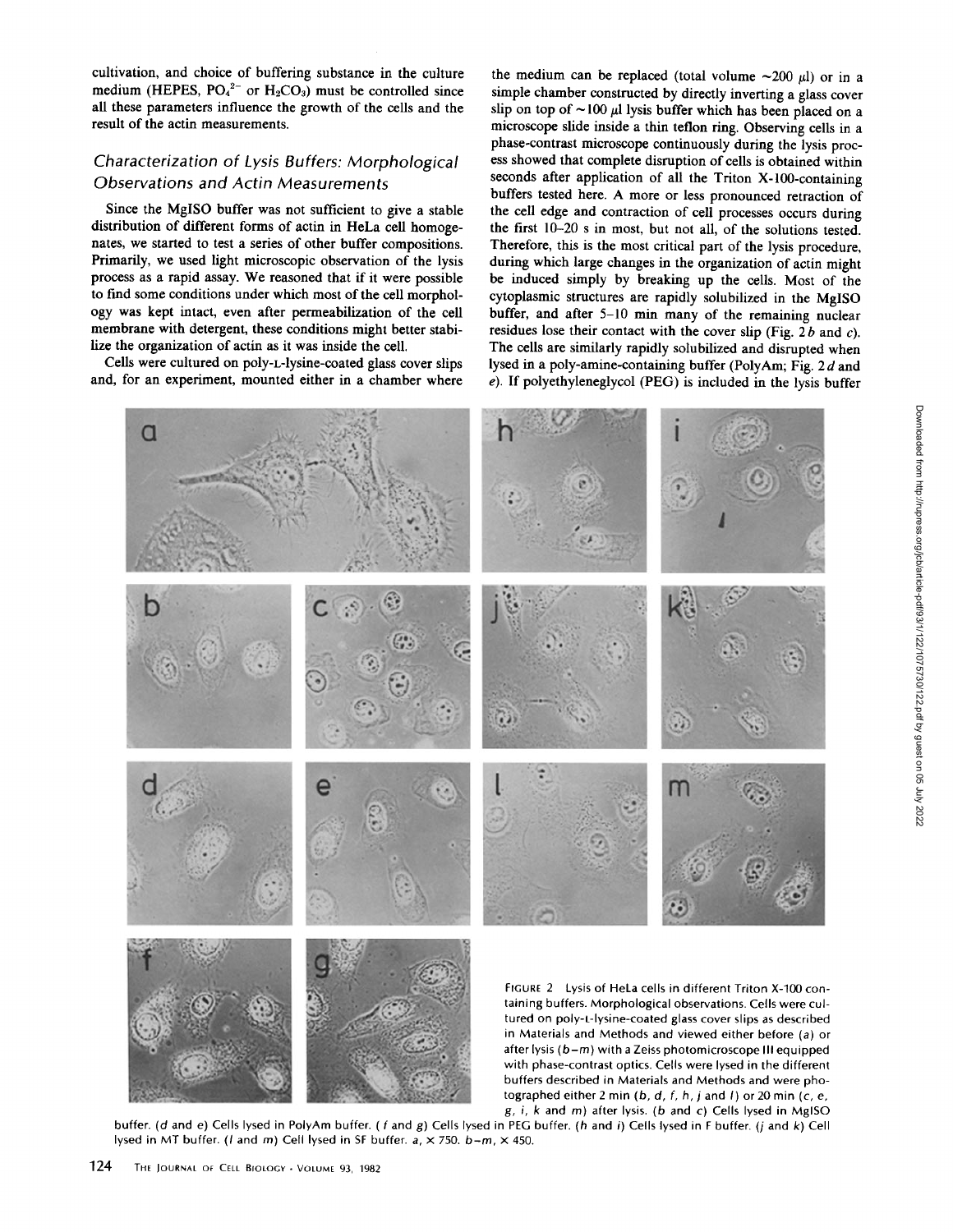cultivation, and choice of buffering substance in the culture medium (HEPES, $PO_4^{2-}$ or $H_2CO_3$) must be controlled since all these parameters influence the growth of the cells and the result of the actin measurements.

## *Characterization of Lysis Buffers: Morphological Observations and Actin Measurements*

Since the MgISO buffer was not sufficient to give a stable distribution of different forms of actin in HeLa cell homogenates, we started to test a series of other buffer compositions. Primarily, we used light microscopic observation of the lysis process as a rapid assay. We reasoned that if it were possible to find some conditions under which most of the cell morphology was kept intact, even after permeabilization of the cell membrane with detergent, these conditions might better stabilize the organization of actin as it was inside the cell.

Cells were cultured on poly-L-lysine-coated glass cover slips and, for an experiment, mounted either in a chamber where the medium can be replaced (total volume ~200 μl) or in a simple chamber constructed by directly inverting a glass cover slip on top of ~100 μl lysis buffer which has been placed on a microscope slide inside a thin teflon ring. Observing cells in a phase-contrast microscope continuously during the lysis process showed that complete disruption of cells is obtained within seconds after application of all the Triton X-100-containing buffers tested here. A more or less pronounced retraction of the cell edge and contraction of cell processes occurs during the first 10–20 s in most, but not all, of the solutions tested. Therefore, this is the most critical part of the lysis procedure, during which large changes in the organization of actin might be induced simply by breaking up the cells. Most of the cytoplasmic structures are rapidly solubilized in the MgISO buffer, and after 5–10 min many of the remaining nuclear residues lose their contact with the cover slip (Fig. 2*b* and *c*). The cells are similarly rapidly solubilized and disrupted when lysed in a poly-amine-containing buffer (PolyAm; Fig. 2*d* and *e*). If polyethyleneglycol (PEG) is included in the lysis buffer

FIGURE 2 Lysis of HeLa cells in different Triton X-100 containing buffers. Morphological observations. Cells were cultured on poly-L-lysine-coated glass cover slips as described in Materials and Methods and viewed either before (*a*) or after lysis (*b–m*) with a Zeiss photomicroscope III equipped with phase-contrast optics. Cells were lysed in the different buffers described in Materials and Methods and were photographed either 2 min (*b, d, f, h, j* and *l*) or 20 min (*c, e, g, i, k* and *m*) after lysis. (*b* and *c*) Cells lysed in MgISO buffer. (*d* and *e*) Cells lysed in PolyAm buffer. (*f* and *g*) Cells lysed in PEG buffer. (*h* and *i*) Cells lysed in F buffer. (*j* and *k*) Cell lysed in MT buffer. (*l* and *m*) Cell lysed in SF buffer. *a*, × 750. *b–m*, × 450.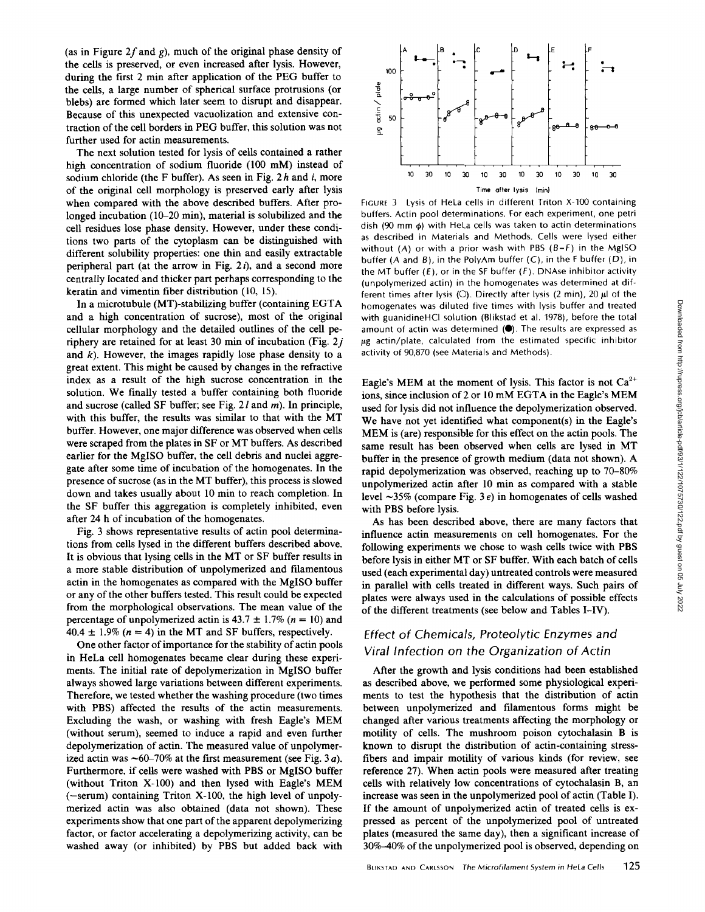(as in Figure 2*f* and *g*), much of the original phase density of the cells is preserved, or even increased after lysis. However, during the first 2 min after application of the PEG buffer to the cells, a large number of spherical surface protrusions (or blebs) are formed which later seem to disrupt and disappear. Because of this unexpected vacuolization and extensive contraction of the cell borders in PEG buffer, this solution was not further used for actin measurements.

The next solution tested for lysis of cells contained a rather high concentration of sodium fluoride (100 mM) instead of sodium chloride (the F buffer). As seen in Fig. 2*h* and *i*, more of the original cell morphology is preserved early after lysis when compared with the above described buffers. After prolonged incubation (10–20 min), material is solubilized and the cell residues lose phase density. However, under these conditions two parts of the cytoplasm can be distinguished with different solubility properties: one thin and easily extractable peripheral part (at the arrow in Fig. 2*i*), and a second more centrally located and thicker part perhaps corresponding to the keratin and vimentin fiber distribution (10, 15).

In a microtubule (MT)-stabilizing buffer (containing EGTA and a high concentration of sucrose), most of the original cellular morphology and the detailed outlines of the cell periphery are retained for at least 30 min of incubation (Fig. 2*j* and *k*). However, the images rapidly lose phase density to a great extent. This might be caused by changes in the refractive index as a result of the high sucrose concentration in the solution. We finally tested a buffer containing both fluoride and sucrose (called SF buffer; see Fig. 2*l* and *m*). In principle, with this buffer, the results was similar to that with the MT buffer. However, one major difference was observed when cells were scraped from the plates in SF or MT buffers. As described earlier for the MgISO buffer, the cell debris and nuclei aggregate after some time of incubation of the homogenates. In the presence of sucrose (as in the MT buffer), this process is slowed down and takes usually about 10 min to reach completion. In the SF buffer this aggregation is completely inhibited, even after 24 h of incubation of the homogenates.

Fig. 3 shows representative results of actin pool determinations from cells lysed in the different buffers described above. It is obvious that lysing cells in the MT or SF buffer results in a more stable distribution of unpolymerized and filamentous actin in the homogenates as compared with the MgISO buffer or any of the other buffers tested. This result could be expected from the morphological observations. The mean value of the percentage of unpolymerized actin is 43.7 ± 1.7% ($n = 10$) and 40.4 ± 1.9% ($n = 4$) in the MT and SF buffers, respectively.

One other factor of importance for the stability of actin pools in HeLa cell homogenates became clear during these experiments. The initial rate of depolymerization in MgISO buffer always showed large variations between different experiments. Therefore, we tested whether the washing procedure (two times with PBS) affected the results of the actin measurements. Excluding the wash, or washing with fresh Eagle's MEM (without serum), seemed to induce a rapid and even further depolymerization of actin. The measured value of unpolymerized actin was ~60–70% at the first measurement (see Fig. 3*a*). Furthermore, if cells were washed with PBS or MgISO buffer (without Triton X-100) and then lysed with Eagle's MEM (–serum) containing Triton X-100, the high level of unpolymerized actin was also obtained (data not shown). These experiments show that one part of the apparent depolymerizing factor, or factor accelerating a depolymerizing activity, can be washed away (or inhibited) by PBS but added back with

FIGURE 3 Lysis of HeLa cells in different Triton X-100 containing buffers. Actin pool determinations. For each experiment, one petri dish (90 mm ϕ) with HeLa cells was taken to actin determinations as described in Materials and Methods. Cells were lysed either without (*A*) or with a prior wash with PBS (*B–F*) in the MgISO buffer (*A* and *B*), in the PolyAm buffer (*C*), in the F buffer (*D*), in the MT buffer (*E*), or in the SF buffer (*F*). DNAse inhibitor activity (unpolymerized actin) in the homogenates was determined at different times after lysis (○). Directly after lysis (2 min), 20 μl of the homogenates was diluted five times with lysis buffer and treated with guanidineHCl solution (Blikstad et al. 1978), before the total amount of actin was determined (●). The results are expressed as μg actin/plate, calculated from the estimated specific inhibitor activity of 90,870 (see Materials and Methods).

Eagle's MEM at the moment of lysis. This factor is not $Ca^{2+}$ ions, since inclusion of 2 or 10 mM EGTA in the Eagle's MEM used for lysis did not influence the depolymerization observed. We have not yet identified what component(s) in the Eagle's MEM is (are) responsible for this effect on the actin pools. The same result has been observed when cells are lysed in MT buffer in the presence of growth medium (data not shown). A rapid depolymerization was observed, reaching up to 70–80% unpolymerized actin after 10 min as compared with a stable level ~35% (compare Fig. 3*e*) in homogenates of cells washed with PBS before lysis.

As has been described above, there are many factors that influence actin measurements on cell homogenates. For the following experiments we chose to wash cells twice with PBS before lysis in either MT or SF buffer. With each batch of cells used (each experimental day) untreated controls were measured in parallel with cells treated in different ways. Such pairs of plates were always used in the calculations of possible effects of the different treatments (see below and Tables I–IV).

## *Effect of Chemicals, Proteolytic Enzymes and Viral Infection on the Organization of Actin*

After the growth and lysis conditions had been established as described above, we performed some physiological experiments to test the hypothesis that the distribution of actin between unpolymerized and filamentous forms might be changed after various treatments affecting the morphology or motility of cells. The mushroom poison cytochalasin B is known to disrupt the distribution of actin-containing stress-fibers and impair motility of various kinds (for review, see reference 27). When actin pools were measured after treating cells with relatively low concentrations of cytochalasin B, an increase was seen in the unpolymerized pool of actin (Table I). If the amount of unpolymerized actin of treated cells is expressed as percent of the unpolymerized pool of untreated plates (measured the same day), then a significant increase of 30%–40% of the unpolymerized pool is observed, depending on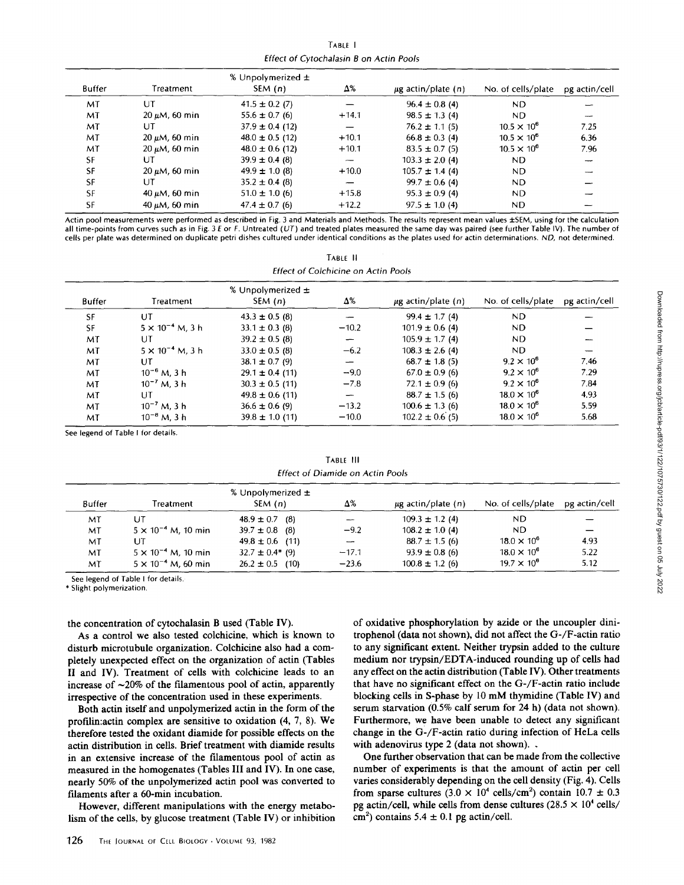TABLE I

*Effect of Cytochalasin B on Actin Pools*

| Buffer | Treatment | % Unpolymerized ± SEM (n) | Δ% | μg actin/plate (n) | No. of cells/plate | pg actin/cell |
|---|---|---|---|---|---|---|
| MT | UT | 41.5 ± 0.2 (7) | — | 96.4 ± 0.8 (4) | ND | — |
| MT | 20 μM, 60 min | 55.6 ± 0.7 (6) | +14.1 | 98.5 ± 1.3 (4) | ND | — |
| MT | UT | 37.9 ± 0.4 (12) | — | 76.2 ± 1.1 (5) | $10.5 \times 10^6$ | 7.25 |
| MT | 20 μM, 60 min | 48.0 ± 0.5 (12) | +10.1 | 66.8 ± 0.3 (4) | $10.5 \times 10^6$ | 6.36 |
| MT | 20 μM, 60 min | 48.0 ± 0.6 (12) | +10.1 | 83.5 ± 0.7 (5) | $10.5 \times 10^6$ | 7.96 |
| SF | UT | 39.9 ± 0.4 (8) | — | 103.3 ± 2.0 (4) | ND | — |
| SF | 20 μM, 60 min | 49.9 ± 1.0 (8) | +10.0 | 105.7 ± 1.4 (4) | ND | — |
| SF | UT | 35.2 ± 0.4 (8) | — | 99.7 ± 0.6 (4) | ND | — |
| SF | 40 μM, 60 min | 51.0 ± 1.0 (6) | +15.8 | 95.3 ± 0.9 (4) | ND | — |
| SF | 40 μM, 60 min | 47.4 ± 0.7 (6) | +12.2 | 97.5 ± 1.0 (4) | ND | — |

Actin pool measurements were performed as described in Fig. 3 and Materials and Methods. The results represent mean values ±SEM, using for the calculation all time-points from curves such as in Fig. 3 *E* or *F*. Untreated (*UT*) and treated plates measured the same day was paired (see further Table IV). The number of cells per plate was determined on duplicate petri dishes cultured under identical conditions as the plates used for actin determinations. *ND*, not determined.

TABLE II

*Effect of Colchicine on Actin Pools*

| Buffer | Treatment | % Unpolymerized ± SEM (n) | Δ% | μg actin/plate (n) | No. of cells/plate | pg actin/cell |
|---|---|---|---|---|---|---|
| SF | UT | 43.3 ± 0.5 (8) | — | 99.4 ± 1.7 (4) | ND | — |
| SF | $5 \times 10^{-4}$ M, 3 h | 33.1 ± 0.3 (8) | −10.2 | 101.9 ± 0.6 (4) | ND | — |
| MT | UT | 39.2 ± 0.5 (8) | — | 105.9 ± 1.7 (4) | ND | — |
| MT | $5 \times 10^{-4}$ M, 3 h | 33.0 ± 0.5 (8) | −6.2 | 108.3 ± 2.6 (4) | ND | — |
| MT | UT | 38.1 ± 0.7 (9) | — | 68.7 ± 1.8 (5) | $9.2 \times 10^6$ | 7.46 |
| MT | $10^{-6}$ M, 3 h | 29.1 ± 0.4 (11) | −9.0 | 67.0 ± 0.9 (6) | $9.2 \times 10^6$ | 7.29 |
| MT | $10^{-7}$ M, 3 h | 30.3 ± 0.5 (11) | −7.8 | 72.1 ± 0.9 (6) | $9.2 \times 10^6$ | 7.84 |
| MT | UT | 49.8 ± 0.6 (11) | — | 88.7 ± 1.5 (6) | $18.0 \times 10^6$ | 4.93 |
| MT | $10^{-7}$ M, 3 h | 36.6 ± 0.6 (9) | −13.2 | 100.6 ± 1.3 (6) | $18.0 \times 10^6$ | 5.59 |
| MT | $10^{-8}$ M, 3 h | 39.8 ± 1.0 (11) | −10.0 | 102.2 ± 0.6 (5) | $18.0 \times 10^6$ | 5.68 |

See legend of Table I for details.

TABLE III

*Effect of Diamide on Actin Pools*

| Buffer | Treatment | % Unpolymerized ± SEM (n) | Δ% | μg actin/plate (n) | No. of cells/plate | pg actin/cell |
|---|---|---|---|---|---|---|
| MT | UT | 48.9 ± 0.7 (8) | — | 109.3 ± 1.2 (4) | ND | — |
| MT | $5 \times 10^{-4}$ M, 10 min | 39.7 ± 0.8 (8) | −9.2 | 108.2 ± 1.0 (4) | ND | — |
| MT | UT | 49.8 ± 0.6 (11) | — | 88.7 ± 1.5 (6) | $18.0 \times 10^6$ | 4.93 |
| MT | $5 \times 10^{-4}$ M, 10 min | 32.7 ± 0.4* (9) | −17.1 | 93.9 ± 0.8 (6) | $18.0 \times 10^6$ | 5.22 |
| MT | $5 \times 10^{-4}$ M, 60 min | 26.2 ± 0.5 (10) | −23.6 | 100.8 ± 1.2 (6) | $19.7 \times 10^6$ | 5.12 |

See legend of Table I for details.

\* Slight polymerization.

the concentration of cytochalasin B used (Table IV).

As a control we also tested colchicine, which is known to disturb microtubule organization. Colchicine also had a completely unexpected effect on the organization of actin (Tables II and IV). Treatment of cells with colchicine leads to an increase of ~20% of the filamentous pool of actin, apparently irrespective of the concentration used in these experiments.

Both actin itself and unpolymerized actin in the form of the profilin:actin complex are sensitive to oxidation (4, 7, 8). We therefore tested the oxidant diamide for possible effects on the actin distribution in cells. Brief treatment with diamide results in an extensive increase of the filamentous pool of actin as measured in the homogenates (Tables III and IV). In one case, nearly 50% of the unpolymerized actin pool was converted to filaments after a 60-min incubation.

However, different manipulations with the energy metabolism of the cells, by glucose treatment (Table IV) or inhibition of oxidative phosphorylation by azide or the uncoupler dinitrophenol (data not shown), did not affect the G-/F-actin ratio to any significant extent. Neither trypsin added to the culture medium nor trypsin/EDTA-induced rounding up of cells had any effect on the actin distribution (Table IV). Other treatments that have no significant effect on the G-/F-actin ratio include blocking cells in S-phase by 10 mM thymidine (Table IV) and serum starvation (0.5% calf serum for 24 h) (data not shown). Furthermore, we have been unable to detect any significant change in the G-/F-actin ratio during infection of HeLa cells with adenovirus type 2 (data not shown).

One further observation that can be made from the collective number of experiments is that the amount of actin per cell varies considerably depending on the cell density (Fig. 4). Cells from sparse cultures ($3.0 \times 10^4$ cells/cm$^2$) contain 10.7 ± 0.3 pg actin/cell, while cells from dense cultures ($28.5 \times 10^4$ cells/cm$^2$) contains 5.4 ± 0.1 pg actin/cell.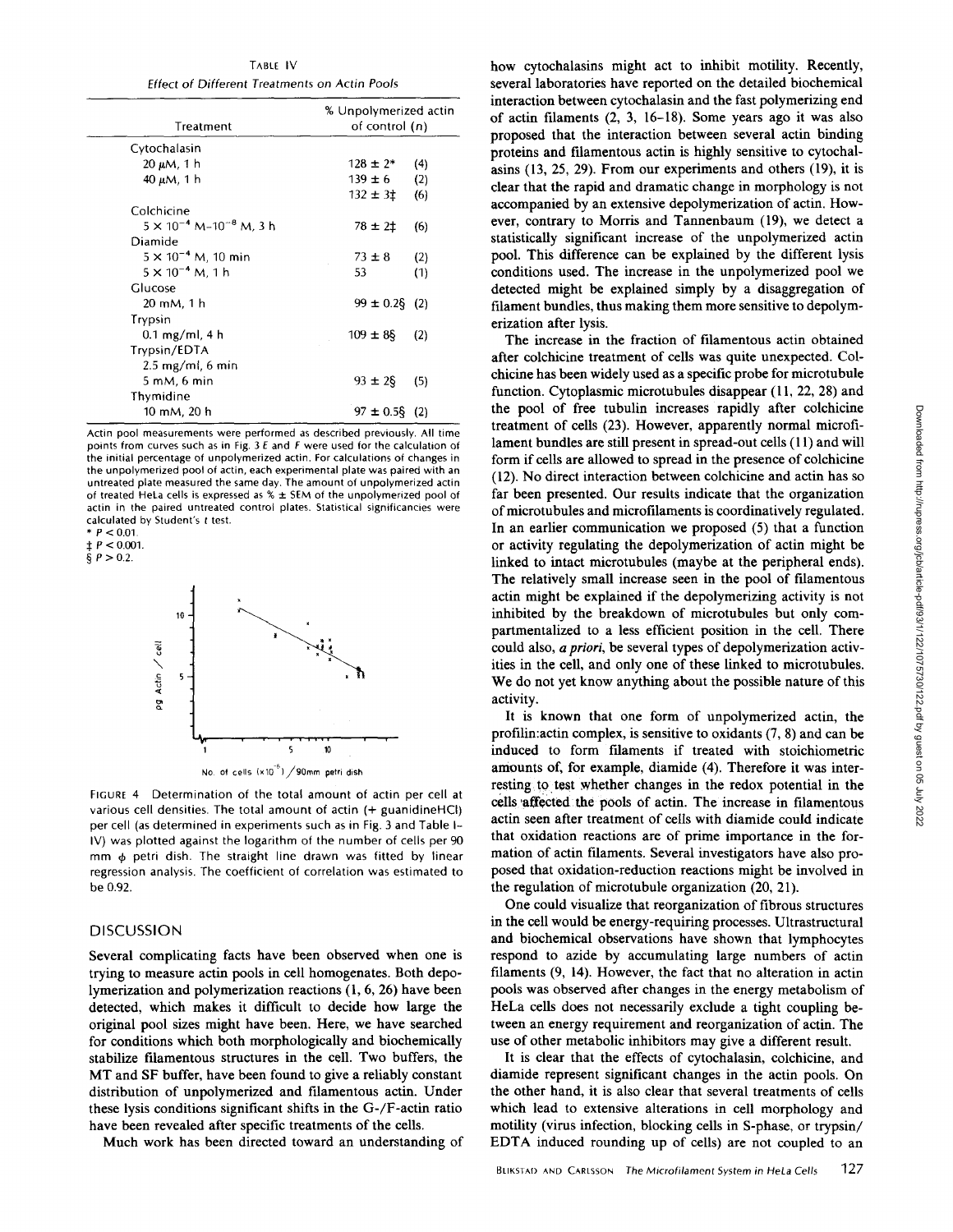TABLE IV

*Effect of Different Treatments on Actin Pools*

| Treatment | % Unpolymerized actin of control | (n) |
|---|---|---|
| Cytochalasin | | |
| 20 μM, 1 h | 128 ± 2* | (4) |
| 40 μM, 1 h | 139 ± 6 | (2) |
| | 132 ± 3‡ | (6) |
| Colchicine | | |
| $5 \times 10^{-4}$ M–$10^{-8}$ M, 3 h | 78 ± 2‡ | (6) |
| Diamide | | |
| $5 \times 10^{-4}$ M, 10 min | 73 ± 8 | (2) |
| $5 \times 10^{-4}$ M, 1 h | 53 | (1) |
| Glucose | | |
| 20 mM, 1 h | 99 ± 0.2§ | (2) |
| Trypsin | | |
| 0.1 mg/ml, 4 h | 109 ± 8§ | (2) |
| Trypsin/EDTA | | |
| 2.5 mg/ml, 6 min | | |
| 5 mM, 6 min | 93 ± 2§ | (5) |
| Thymidine | | |
| 10 mM, 20 h | 97 ± 0.5§ | (2) |

Actin pool measurements were performed as described previously. All time points from curves such as in Fig. 3 E and F were used for the calculation of the initial percentage of unpolymerized actin. For calculations of changes in the unpolymerized pool of actin, each experimental plate was paired with an untreated plate measured the same day. The amount of unpolymerized actin of treated HeLa cells is expressed as % ± SEM of the unpolymerized pool of actin in the paired untreated control plates. Statistical significancies were calculated by Student's t test.

\* $P < 0.01$.

‡ $P < 0.001$.

§ $P > 0.2$.

FIGURE 4 Determination of the total amount of actin per cell at various cell densities. The total amount of actin (+ guanidineHCl) per cell (as determined in experiments such as in Fig. 3 and Table I–IV) was plotted against the logarithm of the number of cells per 90 mm ϕ petri dish. The straight line drawn was fitted by linear regression analysis. The coefficient of correlation was estimated to be 0.92.

## DISCUSSION

Several complicating facts have been observed when one is trying to measure actin pools in cell homogenates. Both depolymerization and polymerization reactions (1, 6, 26) have been detected, which makes it difficult to decide how large the original pool sizes might have been. Here, we have searched for conditions which both morphologically and biochemically stabilize filamentous structures in the cell. Two buffers, the MT and SF buffer, have been found to give a reliably constant distribution of unpolymerized and filamentous actin. Under these lysis conditions significant shifts in the G-/F-actin ratio have been revealed after specific treatments of the cells.

Much work has been directed toward an understanding of how cytochalasins might act to inhibit motility. Recently, several laboratories have reported on the detailed biochemical interaction between cytochalasin and the fast polymerizing end of actin filaments (2, 3, 16–18). Some years ago it was also proposed that the interaction between several actin binding proteins and filamentous actin is highly sensitive to cytochalasins (13, 25, 29). From our experiments and others (19), it is clear that the rapid and dramatic change in morphology is not accompanied by an extensive depolymerization of actin. However, contrary to Morris and Tannenbaum (19), we detect a statistically significant increase of the unpolymerized actin pool. This difference can be explained by the different lysis conditions used. The increase in the unpolymerized pool we detected might be explained simply by a disaggregation of filament bundles, thus making them more sensitive to depolymerization after lysis.

The increase in the fraction of filamentous actin obtained after colchicine treatment of cells was quite unexpected. Colchicine has been widely used as a specific probe for microtubule function. Cytoplasmic microtubules disappear (11, 22, 28) and the pool of free tubulin increases rapidly after colchicine treatment of cells (23). However, apparently normal microfilament bundles are still present in spread-out cells (11) and will form if cells are allowed to spread in the presence of colchicine (12). No direct interaction between colchicine and actin has so far been presented. Our results indicate that the organization of microtubules and microfilaments is coordinatively regulated. In an earlier communication we proposed (5) that a function or activity regulating the depolymerization of actin might be linked to intact microtubules (maybe at the peripheral ends). The relatively small increase seen in the pool of filamentous actin might be explained if the depolymerizing activity is not inhibited by the breakdown of microtubules but only compartmentalized to a less efficient position in the cell. There could also, *a priori*, be several types of depolymerization activities in the cell, and only one of these linked to microtubules. We do not yet know anything about the possible nature of this activity.

It is known that one form of unpolymerized actin, the profilin:actin complex, is sensitive to oxidants (7, 8) and can be induced to form filaments if treated with stoichiometric amounts of, for example, diamide (4). Therefore it was interesting to test whether changes in the redox potential in the cells affected the pools of actin. The increase in filamentous actin seen after treatment of cells with diamide could indicate that oxidation reactions are of prime importance in the formation of actin filaments. Several investigators have also proposed that oxidation-reduction reactions might be involved in the regulation of microtubule organization (20, 21).

One could visualize that reorganization of fibrous structures in the cell would be energy-requiring processes. Ultrastructural and biochemical observations have shown that lymphocytes respond to azide by accumulating large numbers of actin filaments (9, 14). However, the fact that no alteration in actin pools was observed after changes in the energy metabolism of HeLa cells does not necessarily exclude a tight coupling between an energy requirement and reorganization of actin. The use of other metabolic inhibitors may give a different result.

It is clear that the effects of cytochalasin, colchicine, and diamide represent significant changes in the actin pools. On the other hand, it is also clear that several treatments of cells which lead to extensive alterations in cell morphology and motility (virus infection, blocking cells in S-phase, or trypsin/EDTA induced rounding up of cells) are not coupled to an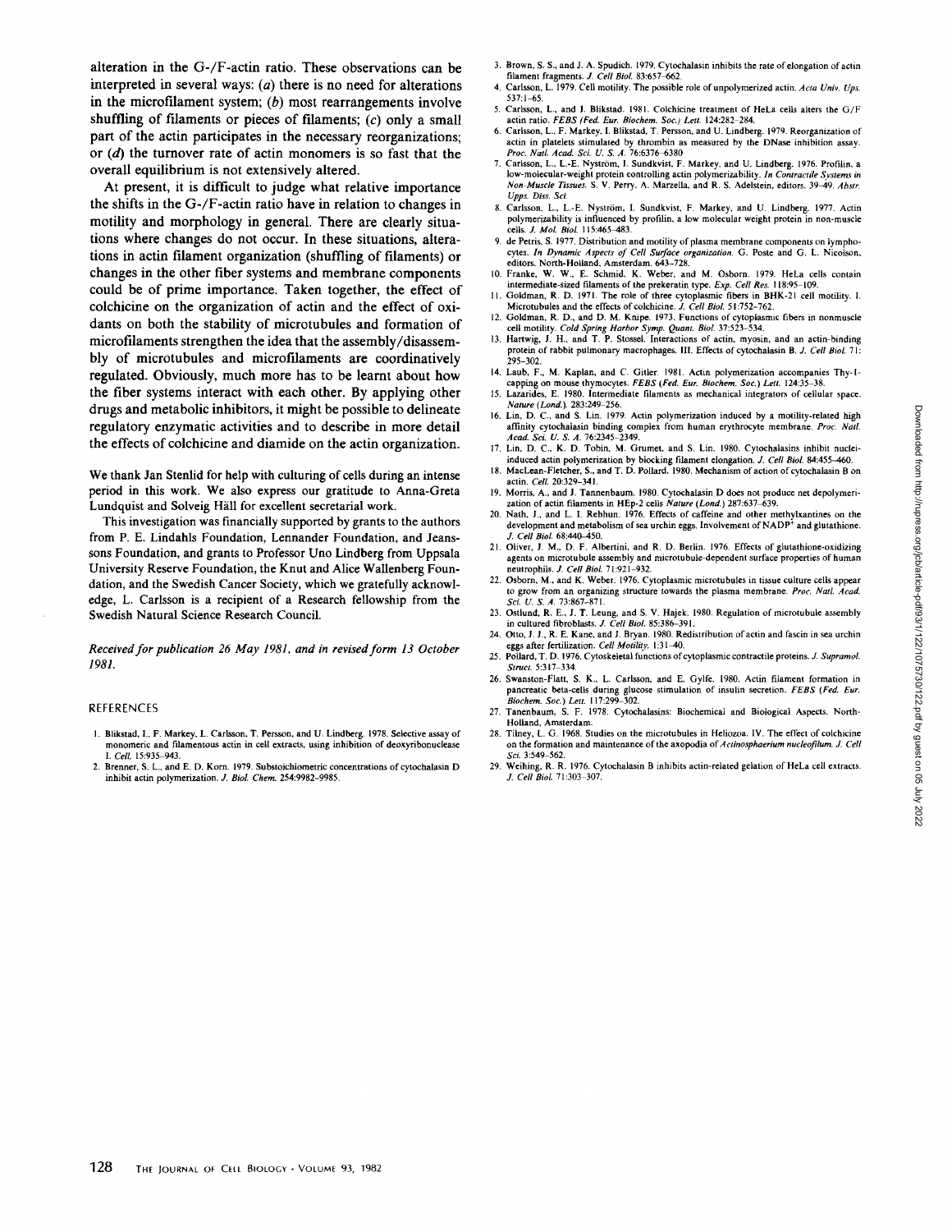alteration in the G-/F-actin ratio. These observations can be interpreted in several ways: (*a*) there is no need for alterations in the microfilament system; (*b*) most rearrangements involve shuffling of filaments or pieces of filaments; (*c*) only a small part of the actin participates in the necessary reorganizations; or (*d*) the turnover rate of actin monomers is so fast that the overall equilibrium is not extensively altered.

At present, it is difficult to judge what relative importance the shifts in the G-/F-actin ratio have in relation to changes in motility and morphology in general. There are clearly situations where changes do not occur. In these situations, alterations in actin filament organization (shuffling of filaments) or changes in the other fiber systems and membrane components could be of prime importance. Taken together, the effect of colchicine on the organization of actin and the effect of oxidants on both the stability of microtubules and formation of microfilaments strengthen the idea that the assembly/disassembly of microtubules and microfilaments are coordinatively regulated. Obviously, much more has to be learnt about how the fiber systems interact with each other. By applying other drugs and metabolic inhibitors, it might be possible to delineate regulatory enzymatic activities and to describe in more detail the effects of colchicine and diamide on the actin organization.

We thank Jan Stenlid for help with culturing of cells during an intense period in this work. We also express our gratitude to Anna-Greta Lundquist and Solveig Häll for excellent secretarial work.

This investigation was financially supported by grants to the authors from P. E. Lindahls Foundation, Lennander Foundation, and Jeanssons Foundation, and grants to Professor Uno Lindberg from Uppsala University Reserve Foundation, the Knut and Alice Wallenberg Foundation, and the Swedish Cancer Society, which we gratefully acknowledge. L. Carlsson is a recipient of a Research fellowship from the Swedish Natural Science Research Council.

*Received for publication 26 May 1981, and in revised form 13 October 1981.*

## REFERENCES

1. Blikstad, I., F. Markey, L. Carlsson, T. Persson, and U. Lindberg. 1978. Selective assay of monomeric and filamentous actin in cell extracts, using inhibition of deoxyribonuclease I. *Cell.* 15:935–943.
2. Brenner, S. L., and E. D. Korn. 1979. Substoichiometric concentrations of cytochalasin D inhibit actin polymerization. *J. Biol. Chem.* 254:9982–9985.
3. Brown, S. S., and J. A. Spudich. 1979. Cytochalasin inhibits the rate of elongation of actin filament fragments. *J. Cell Biol.* 83:657–662.
4. Carlsson, L. 1979. Cell motility. The possible role of unpolymerized actin. *Acta Univ. Ups.* 537:1–65.
5. Carlsson, L., and I. Blikstad. 1981. Colchicine treatment of HeLa cells alters the G/F actin ratio. *FEBS (Fed. Eur. Biochem. Soc.) Lett.* 124:282–284.
6. Carlsson, L., F. Markey, I. Blikstad, T. Persson, and U. Lindberg. 1979. Reorganization of actin in platelets stimulated by thrombin as measured by the DNase inhibition assay. *Proc. Natl. Acad. Sci. U. S. A.* 76:6376–6380
7. Carlsson, L., L.-E. Nyström, I. Sundkvist, F. Markey, and U. Lindberg. 1976. Profilin, a low-molecular-weight protein controlling actin polymerizability. *In Contractile Systems in Non-Muscle Tissues.* S. V. Perry, A. Marzella, and R. S. Adelstein, editors. 39–49. *Abstr. Upps. Diss. Sci.*
8. Carlsson, L., L.-E. Nyström, I. Sundkvist, F. Markey, and U. Lindberg. 1977. Actin polymerizability is influenced by profilin, a low molecular weight protein in non-muscle cells. *J. Mol. Biol.* 115:465–483.
9. de Petris, S. 1977. Distribution and motility of plasma membrane components on lymphocytes. *In Dynamic Aspects of Cell Surface organization.* G. Poste and G. L. Nicolson, editors. North-Holland, Amsterdam. 643–728.
10. Franke, W. W., E. Schmid, K. Weber, and M. Osborn. 1979. HeLa cells contain intermediate-sized filaments of the prekeratin type. *Exp. Cell Res.* 118:95–109.
11. Goldman, R. D. 1971. The role of three cytoplasmic fibers in BHK-21 cell motility. I. Microtubules and the effects of colchicine. *J. Cell Biol.* 51:752–762.
12. Goldman, R. D., and D. M. Knipe. 1973. Functions of cytoplasmic fibers in nonmuscle cell motility. *Cold Spring Harbor Symp. Quant. Biol.* 37:523–534.
13. Hartwig, J. H., and T. P. Stossel. Interactions of actin, myosin, and an actin-binding protein of rabbit pulmonary macrophages. III. Effects of cytochalasin B. *J. Cell Biol.* 71: 295–302.
14. Laub, F., M. Kaplan, and C. Gitler. 1981. Actin polymerization accompanies Thy-1-capping on mouse thymocytes. *FEBS (Fed. Eur. Biochem. Soc.) Lett.* 124:35–38.
15. Lazarides, E. 1980. Intermediate filaments as mechanical integrators of cellular space. *Nature (Lond.).* 283:249–256.
16. Lin, D. C., and S. Lin. 1979. Actin polymerization induced by a motility-related high affinity cytochalasin binding complex from human erythrocyte membrane. *Proc. Natl. Acad. Sci. U. S. A.* 76:2345–2349.
17. Lin, D. C., K. D. Tobin, M. Grumet, and S. Lin. 1980. Cytochalasins inhibit nuclei-induced actin polymerization by blocking filament elongation. *J. Cell Biol.* 84:455–460.
18. MacLean-Fletcher, S., and T. D. Pollard. 1980. Mechanism of action of cytochalasin B on actin. *Cell.* 20:329–341.
19. Morris, A., and J. Tannenbaum. 1980. Cytochalasin D does not produce net depolymerization of actin filaments in HEp-2 cells *Nature (Lond.)* 287:637–639.
20. Nath, J., and L. I. Rebhun. 1976. Effects of caffeine and other methylxantines on the development and metabolism of sea urchin eggs. Involvement of $NADP^+$ and glutathione. *J. Cell Biol.* 68:440–450.
21. Oliver, J. M., D. F. Albertini, and R. D. Berlin. 1976. Effects of glutathione-oxidizing agents on microtubule assembly and microtubule-dependent surface properties of human neutrophils. *J. Cell Biol.* 71:921–932.
22. Osborn, M., and K. Weber. 1976. Cytoplasmic microtubules in tissue culture cells appear to grow from an organizing structure towards the plasma membrane. *Proc. Natl. Acad. Sci. U. S. A.* 73:867–871.
23. Ostlund, R. E., J. T. Leung, and S. V. Hajek. 1980. Regulation of microtubule assembly in cultured fibroblasts. *J. Cell Biol.* 85:386–391.
24. Otto, J. J., R. E. Kane, and J. Bryan. 1980. Redistribution of actin and fascin in sea urchin eggs after fertilization. *Cell Motility.* 1:31–40.
25. Pollard, T. D. 1976. Cytoskeletal functions of cytoplasmic contractile proteins. *J. Supramol. Struct.* 5:317–334.
26. Swanston-Flatt, S. K., L. Carlsson, and E. Gylfe. 1980. Actin filament formation in pancreatic beta-cells during glucose stimulation of insulin secretion. *FEBS (Fed. Eur. Biochem. Soc.) Lett.* 117:299–302.
27. Tanenbaum, S. F. 1978. Cytochalasins: Biochemical and Biological Aspects. North-Holland, Amsterdam.
28. Tilney, L. G. 1968. Studies on the microtubules in Heliozoa. IV. The effect of colchicine on the formation and maintenance of the axopodia of *Actinosphaerium nucleofilum. J. Cell Sci.* 3:549–562.
29. Weihing, R. R. 1976. Cytochalasin B inhibits actin-related gelation of HeLa cell extracts. *J. Cell Biol.* 71:303–307.